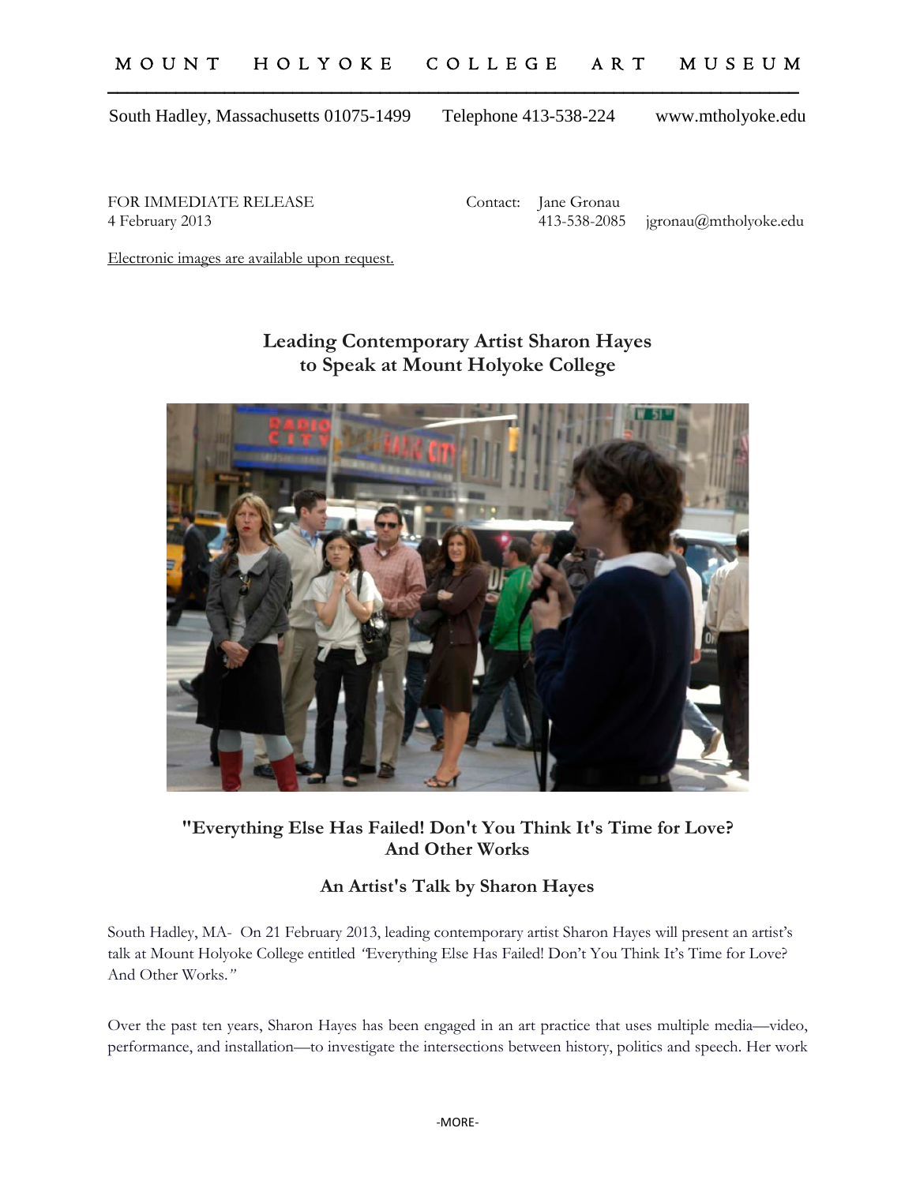# MOUNT HOLYOKE COLLEGE ART MUSEUM

South Hadley, Massachusetts 01075-1499 Telephone 413-538-224 www.mtholyoke.edu

FOR IMMEDIATE RELEASE
4 February 2013

Contact: Jane Gronau
413-538-2085 jgronau@mtholyoke.edu

Electronic images are available upon request.

## Leading Contemporary Artist Sharon Hayes to Speak at Mount Holyoke College

### "Everything Else Has Failed! Don't You Think It's Time for Love? And Other Works

### An Artist's Talk by Sharon Hayes

South Hadley, MA- On 21 February 2013, leading contemporary artist Sharon Hayes will present an artist's talk at Mount Holyoke College entitled *"Everything Else Has Failed! Don't You Think It's Time for Love? And Other Works."*

Over the past ten years, Sharon Hayes has been engaged in an art practice that uses multiple media—video, performance, and installation—to investigate the intersections between history, politics and speech. Her work

-MORE-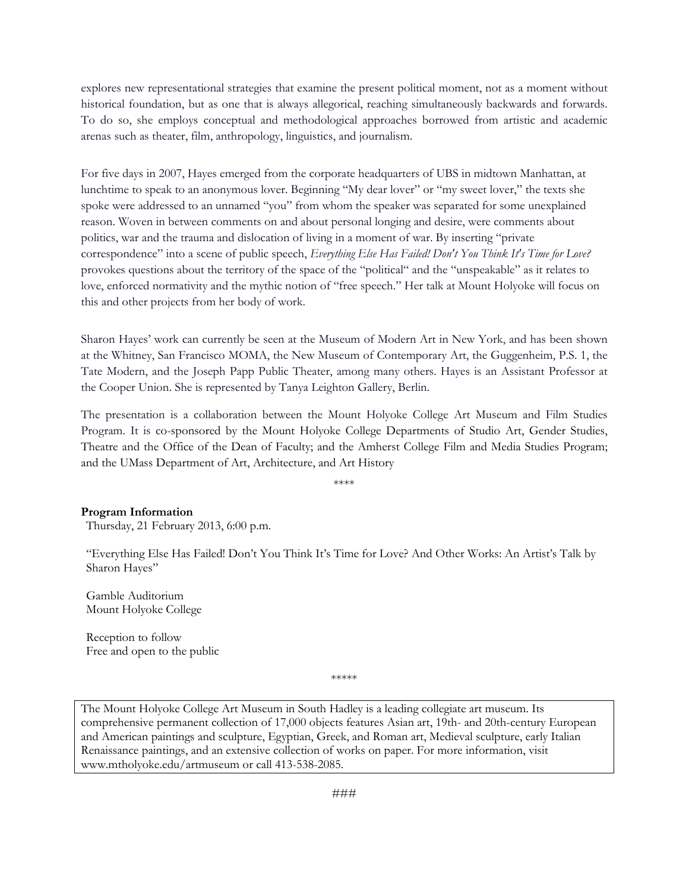explores new representational strategies that examine the present political moment, not as a moment without historical foundation, but as one that is always allegorical, reaching simultaneously backwards and forwards. To do so, she employs conceptual and methodological approaches borrowed from artistic and academic arenas such as theater, film, anthropology, linguistics, and journalism.

For five days in 2007, Hayes emerged from the corporate headquarters of UBS in midtown Manhattan, at lunchtime to speak to an anonymous lover. Beginning "My dear lover" or "my sweet lover," the texts she spoke were addressed to an unnamed "you" from whom the speaker was separated for some unexplained reason. Woven in between comments on and about personal longing and desire, were comments about politics, war and the trauma and dislocation of living in a moment of war. By inserting "private correspondence" into a scene of public speech, *Everything Else Has Failed! Don't You Think It's Time for Love?* provokes questions about the territory of the space of the "political" and the "unspeakable" as it relates to love, enforced normativity and the mythic notion of "free speech." Her talk at Mount Holyoke will focus on this and other projects from her body of work.

Sharon Hayes' work can currently be seen at the Museum of Modern Art in New York, and has been shown at the Whitney, San Francisco MOMA, the New Museum of Contemporary Art, the Guggenheim, P.S. 1, the Tate Modern, and the Joseph Papp Public Theater, among many others. Hayes is an Assistant Professor at the Cooper Union. She is represented by Tanya Leighton Gallery, Berlin.

The presentation is a collaboration between the Mount Holyoke College Art Museum and Film Studies Program. It is co-sponsored by the Mount Holyoke College Departments of Studio Art, Gender Studies, Theatre and the Office of the Dean of Faculty; and the Amherst College Film and Media Studies Program; and the UMass Department of Art, Architecture, and Art History

****

**Program Information**

Thursday, 21 February 2013, 6:00 p.m.

"Everything Else Has Failed! Don't You Think It's Time for Love? And Other Works: An Artist's Talk by Sharon Hayes"

Gamble Auditorium
Mount Holyoke College

Reception to follow
Free and open to the public

*****

The Mount Holyoke College Art Museum in South Hadley is a leading collegiate art museum. Its comprehensive permanent collection of 17,000 objects features Asian art, 19th- and 20th-century European and American paintings and sculpture, Egyptian, Greek, and Roman art, Medieval sculpture, early Italian Renaissance paintings, and an extensive collection of works on paper. For more information, visit www.mtholyoke.edu/artmuseum or call 413-538-2085.

###